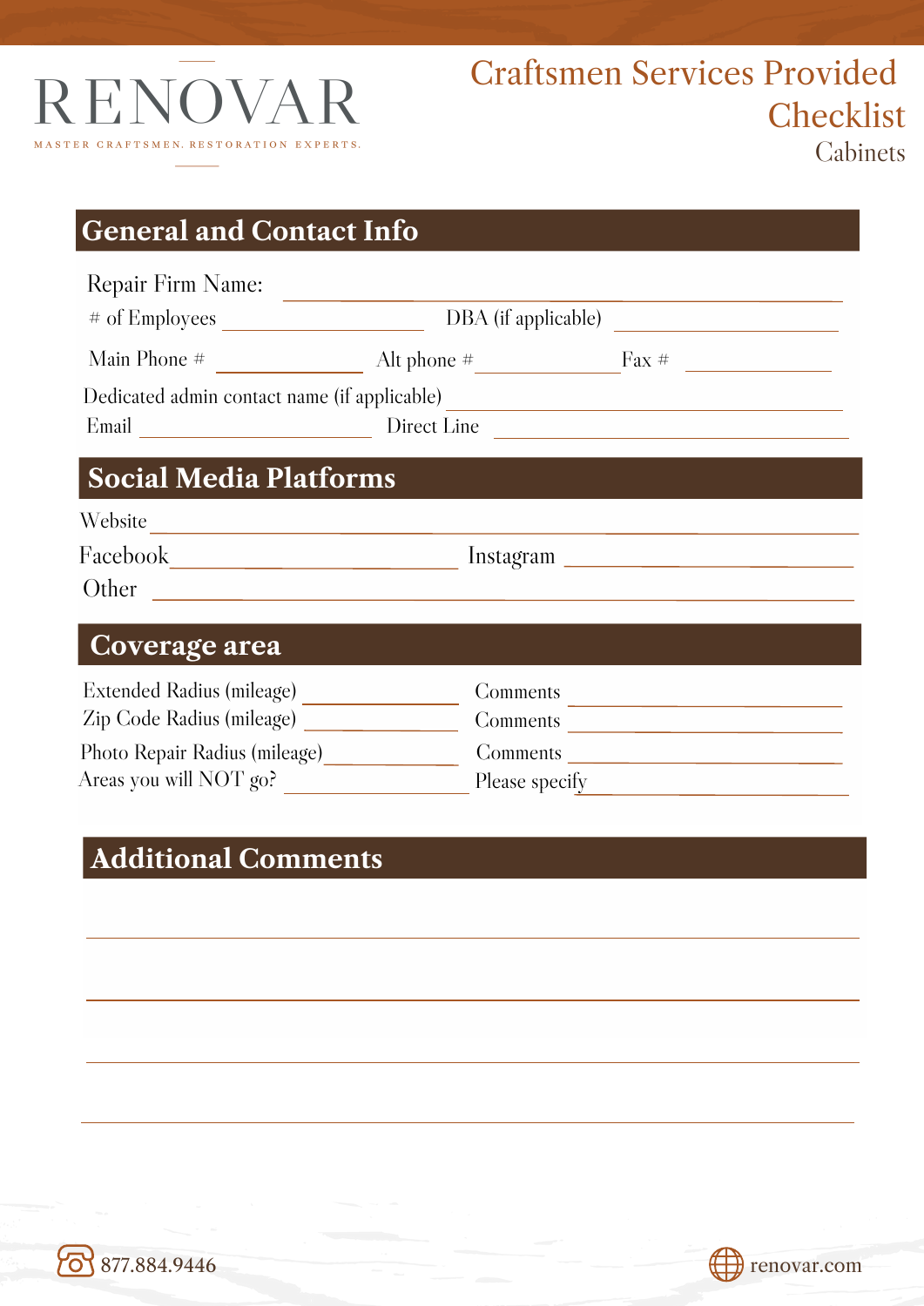# RENOVAR

MASTER CRAFTSMEN. RESTORATION EXPERTS.

# Craftsmen Services Provided Checklist

Cabinets

## General and Contact Info

Repair Firm Name: ____________________

# of Employees ____________ DBA (if applicable) ____________

Main Phone # ____________ Alt phone # ____________ Fax # ____________

Dedicated admin contact name (if applicable) ____________

Email ____________ Direct Line ____________

## Social Media Platforms

Website ____________________

Facebook ____________ Instagram ____________

Other ____________________

## Coverage area

Extended Radius (mileage) ____________ Comments ____________

Zip Code Radius (mileage) ____________ Comments ____________

Photo Repair Radius (mileage) ____________ Comments ____________

Areas you will NOT go? ____________ Please specify ____________

## Additional Comments

____________________

____________________

____________________

____________________

877.884.9446

renovar.com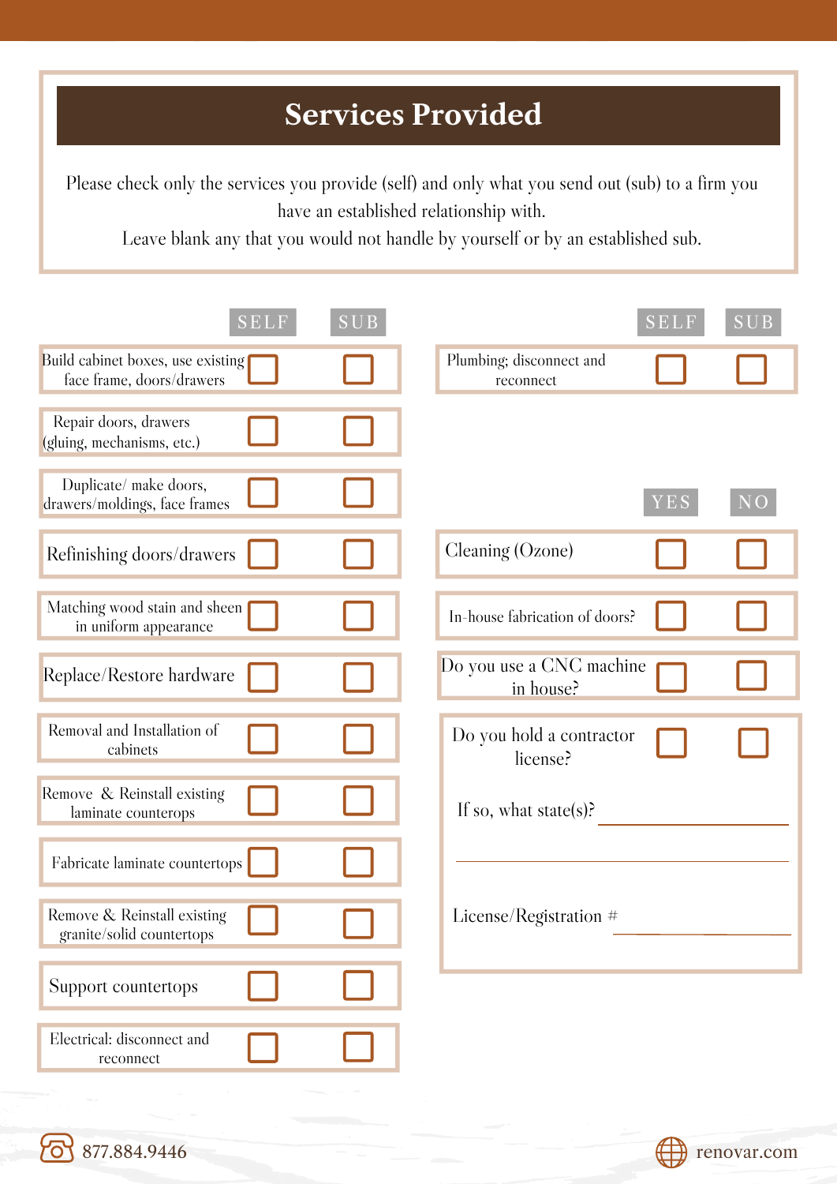# Services Provided

Please check only the services you provide (self) and only what you send out (sub) to a firm you have an established relationship with.
Leave blank any that you would not handle by yourself or by an established sub.

| | SELF | SUB |
|---|---|---|
| Build cabinet boxes, use existing face frame, doors/drawers | ☐ | ☐ |
| Repair doors, drawers (gluing, mechanisms, etc.) | ☐ | ☐ |
| Duplicate/ make doors, drawers/moldings, face frames | ☐ | ☐ |
| Refinishing doors/drawers | ☐ | ☐ |
| Matching wood stain and sheen in uniform appearance | ☐ | ☐ |
| Replace/Restore hardware | ☐ | ☐ |
| Removal and Installation of cabinets | ☐ | ☐ |
| Remove & Reinstall existing laminate counterops | ☐ | ☐ |
| Fabricate laminate countertops | ☐ | ☐ |
| Remove & Reinstall existing granite/solid countertops | ☐ | ☐ |
| Support countertops | ☐ | ☐ |
| Electrical: disconnect and reconnect | ☐ | ☐ |
| Plumbing; disconnect and reconnect | ☐ | ☐ |

| | YES | NO |
|---|---|---|
| Cleaning (Ozone) | ☐ | ☐ |
| In-house fabrication of doors? | ☐ | ☐ |
| Do you use a CNC machine in house? | ☐ | ☐ |
| Do you hold a contractor license? | ☐ | ☐ |

If so, what state(s)? ______________________

______________________

License/Registration # ______________________

877.884.9446

renovar.com